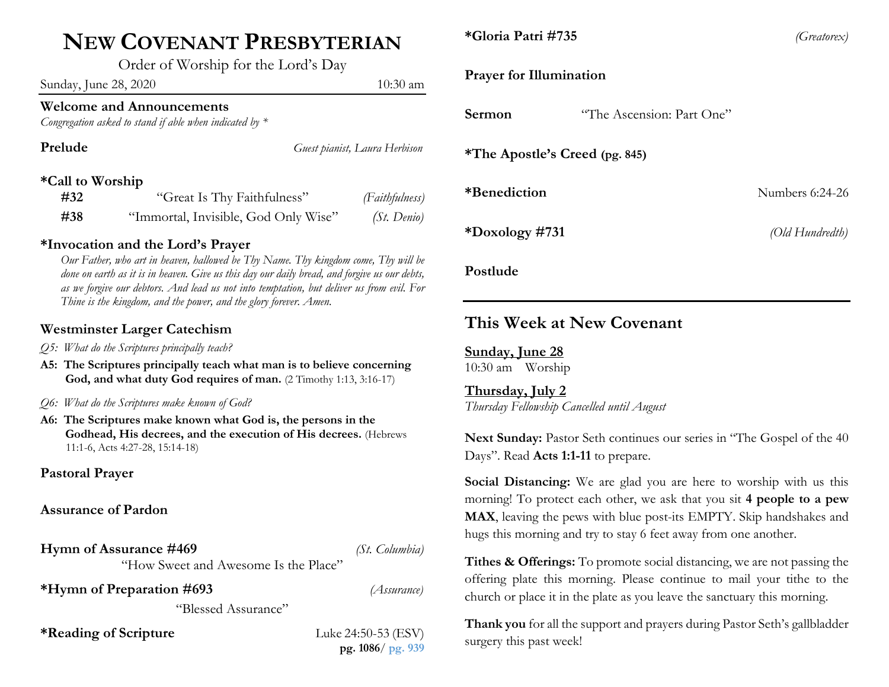# NEW COVENANT PRESBYTERIAN

Order of Worship for the Lord's Day

Sunday, June 28, 2020 — 10:30 am

**Welcome and Announcements**

*Congregation asked to stand if able when indicated by **

**Prelude** — *Guest pianist, Laura Herbison*

**\*Call to Worship**

| | | |
|---|---|---|
| **#32** | "Great Is Thy Faithfulness" | *(Faithfulness)* |
| **#38** | "Immortal, Invisible, God Only Wise" | *(St. Denio)* |

**\*Invocation and the Lord's Prayer**

*Our Father, who art in heaven, hallowed be Thy Name. Thy kingdom come, Thy will be done on earth as it is in heaven. Give us this day our daily bread, and forgive us our debts, as we forgive our debtors. And lead us not into temptation, but deliver us from evil. For Thine is the kingdom, and the power, and the glory forever. Amen.*

**Westminster Larger Catechism**

*Q5: What do the Scriptures principally teach?*

**A5: The Scriptures principally teach what man is to believe concerning God, and what duty God requires of man.** (2 Timothy 1:13, 3:16-17)

*Q6: What do the Scriptures make known of God?*

**A6: The Scriptures make known what God is, the persons in the Godhead, His decrees, and the execution of His decrees.** (Hebrews 11:1-6, Acts 4:27-28, 15:14-18)

**Pastoral Prayer**

**Assurance of Pardon**

**Hymn of Assurance #469** — *(St. Columbia)*

"How Sweet and Awesome Is the Place"

**\*Hymn of Preparation #693** — *(Assurance)*

"Blessed Assurance"

**\*Reading of Scripture** — Luke 24:50-53 (ESV)

**pg. 1086**/ **pg. 939**

**\*Gloria Patri #735** — *(Greatorex)*

**Prayer for Illumination**

**Sermon** — "The Ascension: Part One"

**\*The Apostle's Creed (pg. 845)**

**\*Benediction** — Numbers 6:24-26

**\*Doxology #731** — *(Old Hundredth)*

**Postlude**

---

## This Week at New Covenant

**Sunday, June 28**

10:30 am Worship

**Thursday, July 2**

*Thursday Fellowship Cancelled until August*

**Next Sunday:** Pastor Seth continues our series in "The Gospel of the 40 Days". Read **Acts 1:1-11** to prepare.

**Social Distancing:** We are glad you are here to worship with us this morning! To protect each other, we ask that you sit **4 people to a pew MAX**, leaving the pews with blue post-its EMPTY. Skip handshakes and hugs this morning and try to stay 6 feet away from one another.

**Tithes & Offerings:** To promote social distancing, we are not passing the offering plate this morning. Please continue to mail your tithe to the church or place it in the plate as you leave the sanctuary this morning.

**Thank you** for all the support and prayers during Pastor Seth's gallbladder surgery this past week!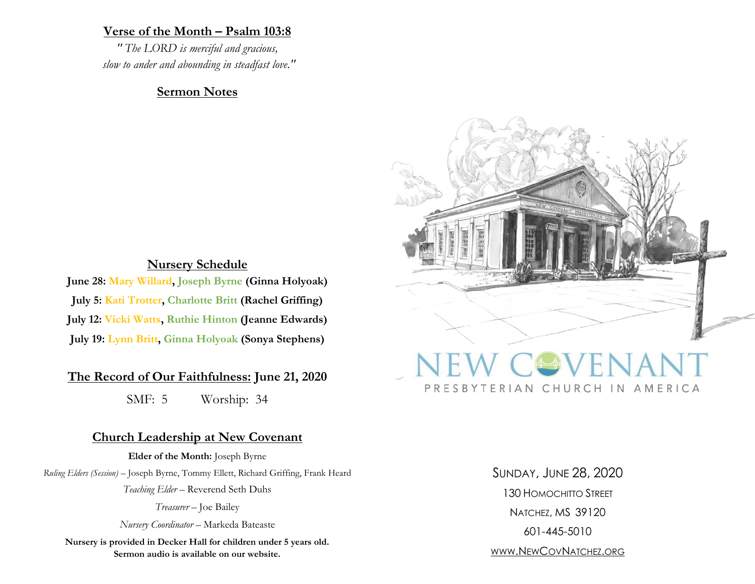## Verse of the Month – Psalm 103:8

*"The LORD is merciful and gracious,*
*slow to ander and abounding in steadfast love."*

## Sermon Notes

## Nursery Schedule

**June 28: Mary Willard, Joseph Byrne (Ginna Holyoak)**
**July 5: Kati Trotter, Charlotte Britt (Rachel Griffing)**
**July 12: Vicki Watts, Ruthie Hinton (Jeanne Edwards)**
**July 19: Lynn Britt, Ginna Holyoak (Sonya Stephens)**

## The Record of Our Faithfulness: June 21, 2020

SMF: 5 Worship: 34

## Church Leadership at New Covenant

**Elder of the Month:** Joseph Byrne

*Ruling Elders (Session)* – Joseph Byrne, Tommy Ellett, Richard Griffing, Frank Heard

*Teaching Elder* – Reverend Seth Duhs

*Treasurer* – Joe Bailey

*Nursery Coordinator* – Markeda Bateaste

**Nursery is provided in Decker Hall for children under 5 years old.**
**Sermon audio is available on our website.**

# NEW COVENANT

PRESBYTERIAN CHURCH IN AMERICA

SUNDAY, JUNE 28, 2020

130 HOMOCHITTO STREET

NATCHEZ, MS 39120

601-445-5010

WWW.NEWCOVNATCHEZ.ORG